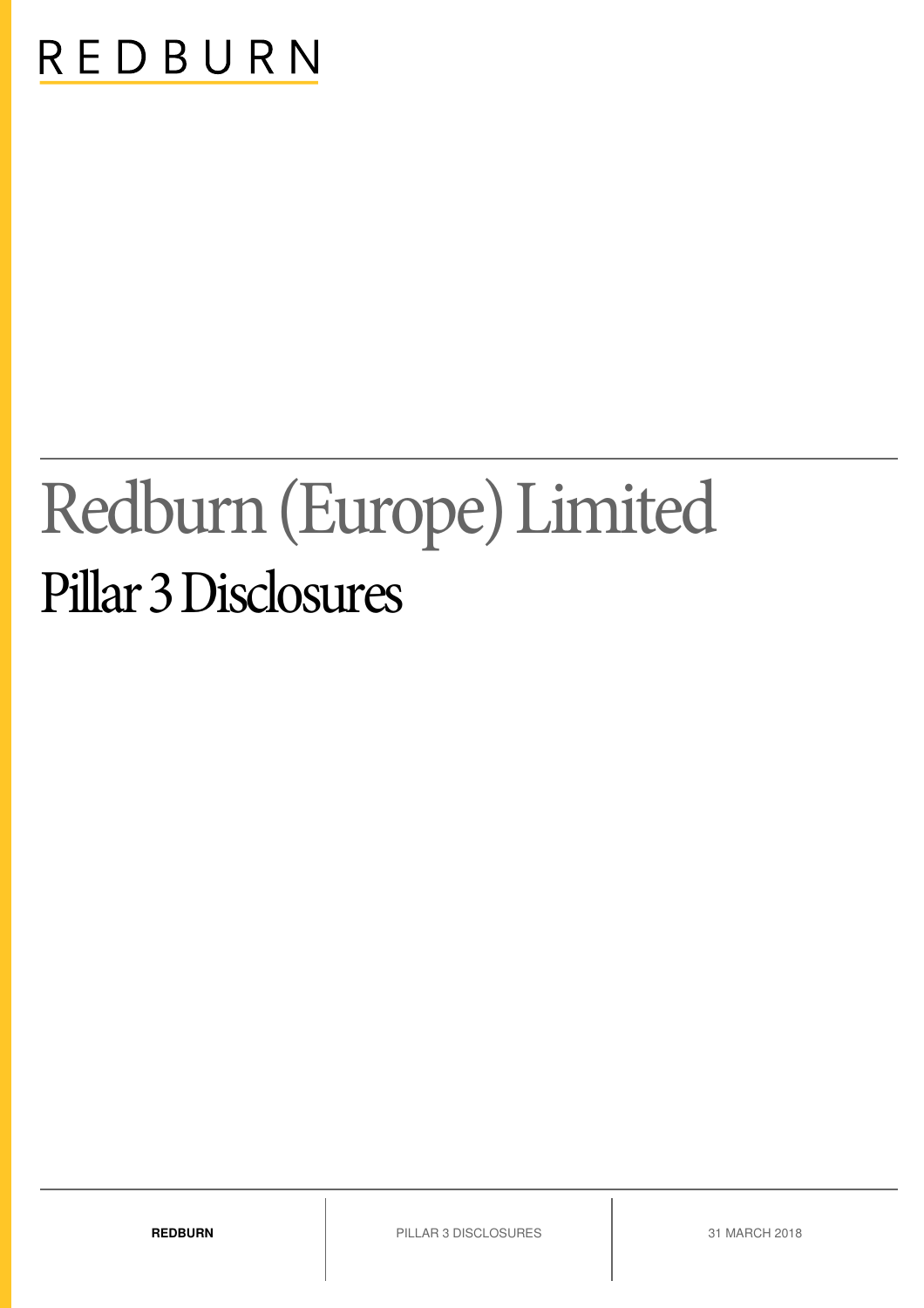REDBURN

# Redburn (Europe) Limited

## Pillar 3 Disclosures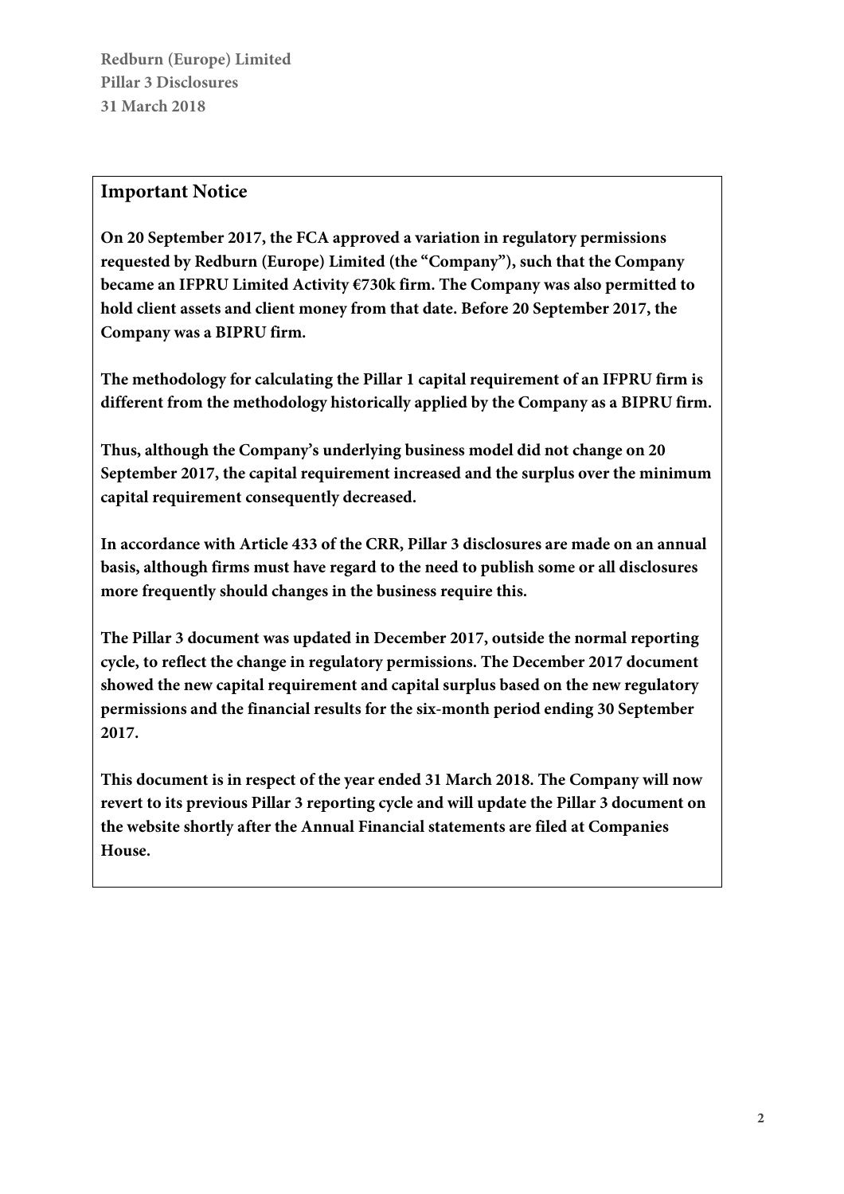## Important Notice

**On 20 September 2017, the FCA approved a variation in regulatory permissions requested by Redburn (Europe) Limited (the "Company"), such that the Company became an IFPRU Limited Activity €730k firm. The Company was also permitted to hold client assets and client money from that date. Before 20 September 2017, the Company was a BIPRU firm.**

**The methodology for calculating the Pillar 1 capital requirement of an IFPRU firm is different from the methodology historically applied by the Company as a BIPRU firm.**

**Thus, although the Company's underlying business model did not change on 20 September 2017, the capital requirement increased and the surplus over the minimum capital requirement consequently decreased.**

**In accordance with Article 433 of the CRR, Pillar 3 disclosures are made on an annual basis, although firms must have regard to the need to publish some or all disclosures more frequently should changes in the business require this.**

**The Pillar 3 document was updated in December 2017, outside the normal reporting cycle, to reflect the change in regulatory permissions. The December 2017 document showed the new capital requirement and capital surplus based on the new regulatory permissions and the financial results for the six-month period ending 30 September 2017.**

**This document is in respect of the year ended 31 March 2018. The Company will now revert to its previous Pillar 3 reporting cycle and will update the Pillar 3 document on the website shortly after the Annual Financial statements are filed at Companies House.**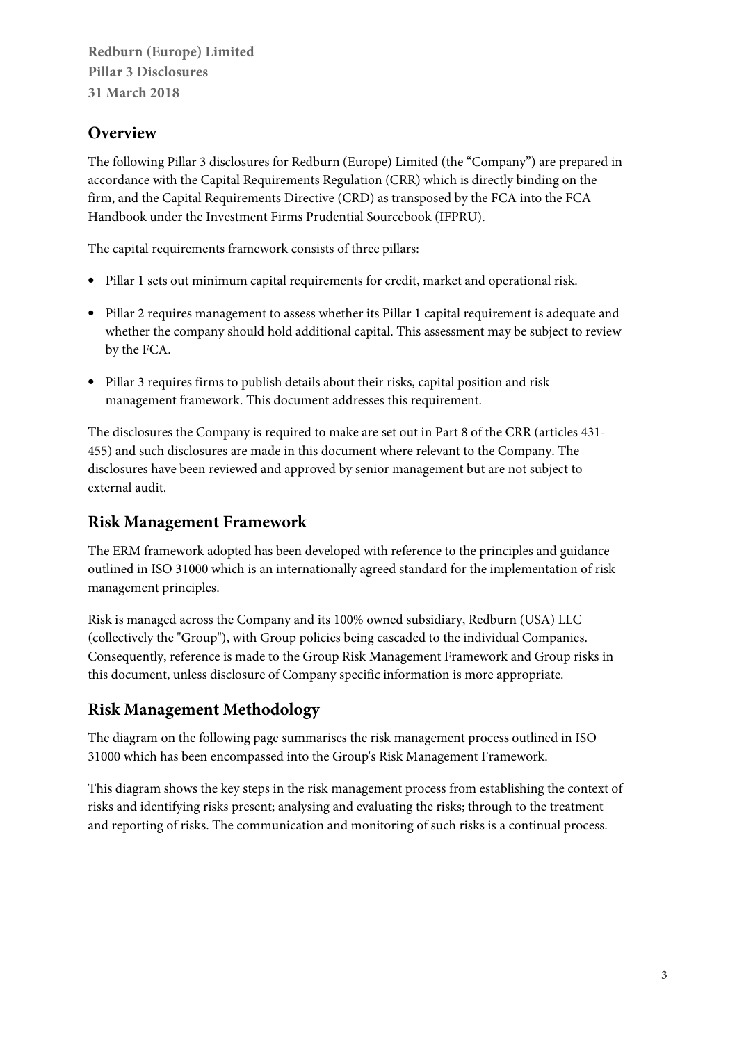## Overview

The following Pillar 3 disclosures for Redburn (Europe) Limited (the "Company") are prepared in accordance with the Capital Requirements Regulation (CRR) which is directly binding on the firm, and the Capital Requirements Directive (CRD) as transposed by the FCA into the FCA Handbook under the Investment Firms Prudential Sourcebook (IFPRU).

The capital requirements framework consists of three pillars:

- Pillar 1 sets out minimum capital requirements for credit, market and operational risk.
- Pillar 2 requires management to assess whether its Pillar 1 capital requirement is adequate and whether the company should hold additional capital. This assessment may be subject to review by the FCA.
- Pillar 3 requires firms to publish details about their risks, capital position and risk management framework. This document addresses this requirement.

The disclosures the Company is required to make are set out in Part 8 of the CRR (articles 431-455) and such disclosures are made in this document where relevant to the Company. The disclosures have been reviewed and approved by senior management but are not subject to external audit.

## Risk Management Framework

The ERM framework adopted has been developed with reference to the principles and guidance outlined in ISO 31000 which is an internationally agreed standard for the implementation of risk management principles.

Risk is managed across the Company and its 100% owned subsidiary, Redburn (USA) LLC (collectively the "Group"), with Group policies being cascaded to the individual Companies. Consequently, reference is made to the Group Risk Management Framework and Group risks in this document, unless disclosure of Company specific information is more appropriate.

## Risk Management Methodology

The diagram on the following page summarises the risk management process outlined in ISO 31000 which has been encompassed into the Group's Risk Management Framework.

This diagram shows the key steps in the risk management process from establishing the context of risks and identifying risks present; analysing and evaluating the risks; through to the treatment and reporting of risks. The communication and monitoring of such risks is a continual process.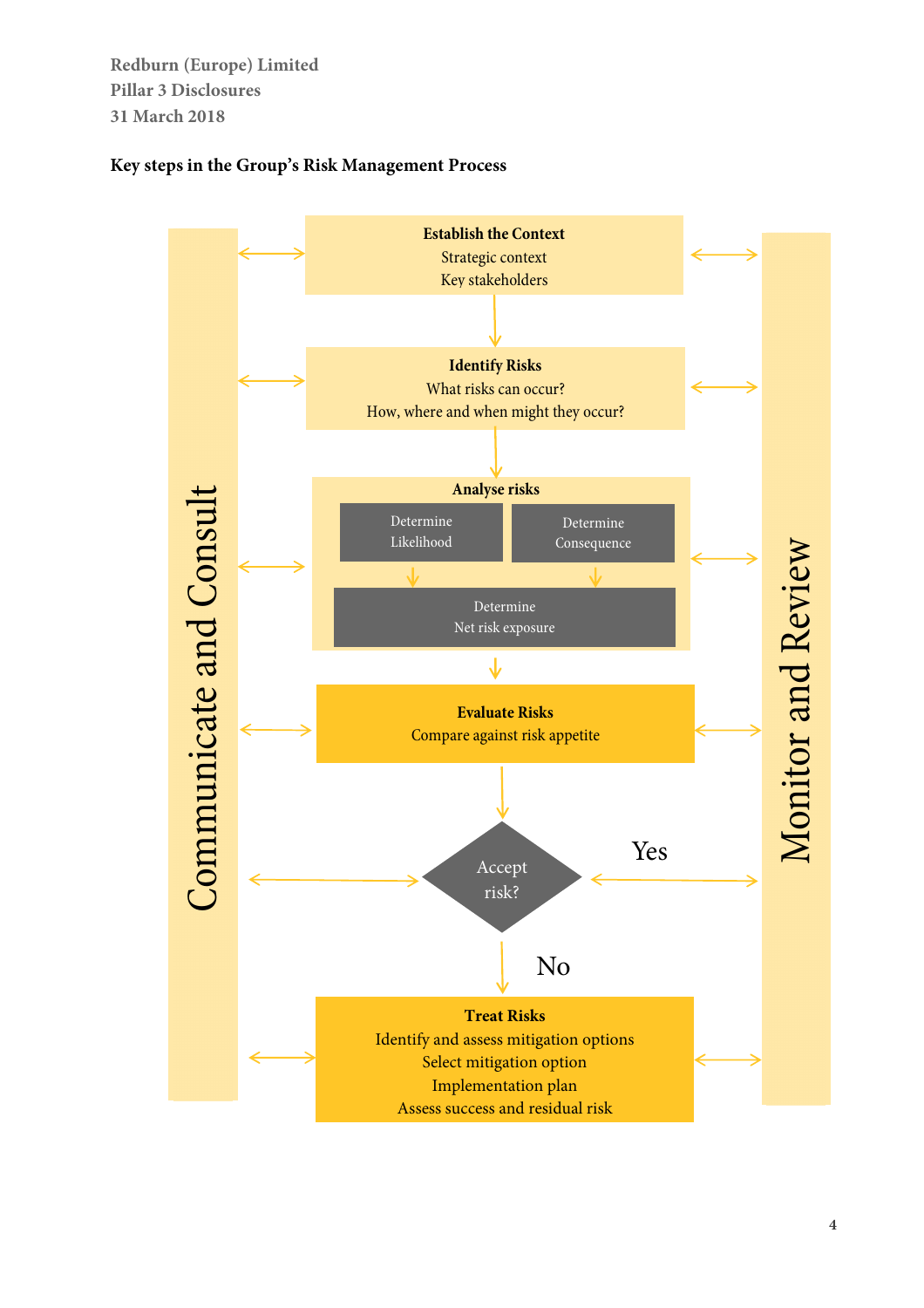**Key steps in the Group's Risk Management Process**

Communicate and Consult

**Establish the Context**
Strategic context
Key stakeholders

**Identify Risks**
What risks can occur?
How, where and when might they occur?

**Analyse risks**

Determine Likelihood

Determine Consequence

Determine Net risk exposure

**Evaluate Risks**
Compare against risk appetite

Accept risk?

Yes

No

**Treat Risks**
Identify and assess mitigation options
Select mitigation option
Implementation plan
Assess success and residual risk

Monitor and Review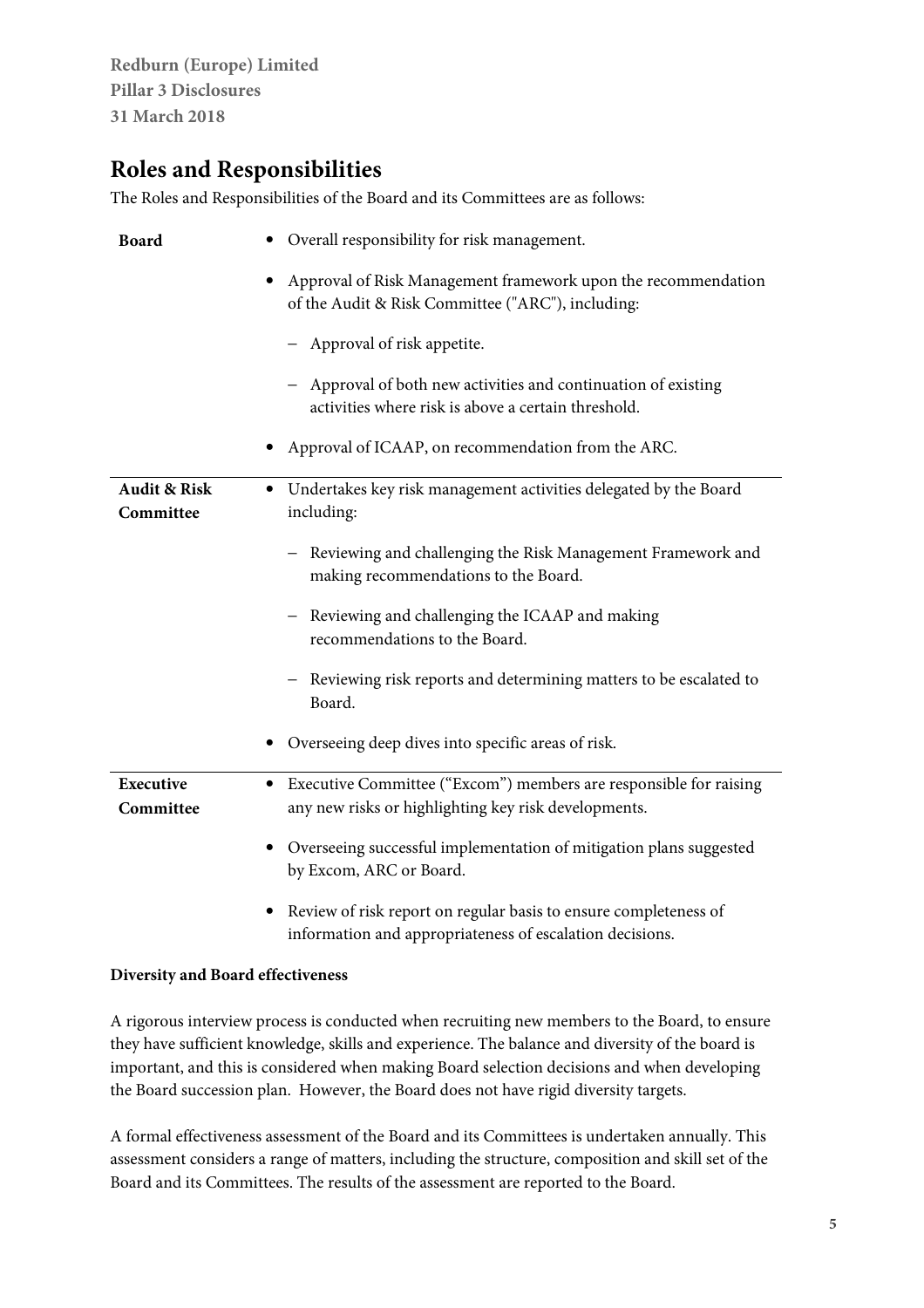## Roles and Responsibilities

The Roles and Responsibilities of the Board and its Committees are as follows:

| | |
|---|---|
| **Board** | • Overall responsibility for risk management.<br>• Approval of Risk Management framework upon the recommendation of the Audit & Risk Committee ("ARC"), including:<br>– Approval of risk appetite.<br>– Approval of both new activities and continuation of existing activities where risk is above a certain threshold.<br>• Approval of ICAAP, on recommendation from the ARC. |
| **Audit & Risk Committee** | • Undertakes key risk management activities delegated by the Board including:<br>– Reviewing and challenging the Risk Management Framework and making recommendations to the Board.<br>– Reviewing and challenging the ICAAP and making recommendations to the Board.<br>– Reviewing risk reports and determining matters to be escalated to Board.<br>• Overseeing deep dives into specific areas of risk. |
| **Executive Committee** | • Executive Committee ("Excom") members are responsible for raising any new risks or highlighting key risk developments.<br>• Overseeing successful implementation of mitigation plans suggested by Excom, ARC or Board.<br>• Review of risk report on regular basis to ensure completeness of information and appropriateness of escalation decisions. |

**Diversity and Board effectiveness**

A rigorous interview process is conducted when recruiting new members to the Board, to ensure they have sufficient knowledge, skills and experience. The balance and diversity of the board is important, and this is considered when making Board selection decisions and when developing the Board succession plan. However, the Board does not have rigid diversity targets.

A formal effectiveness assessment of the Board and its Committees is undertaken annually. This assessment considers a range of matters, including the structure, composition and skill set of the Board and its Committees. The results of the assessment are reported to the Board.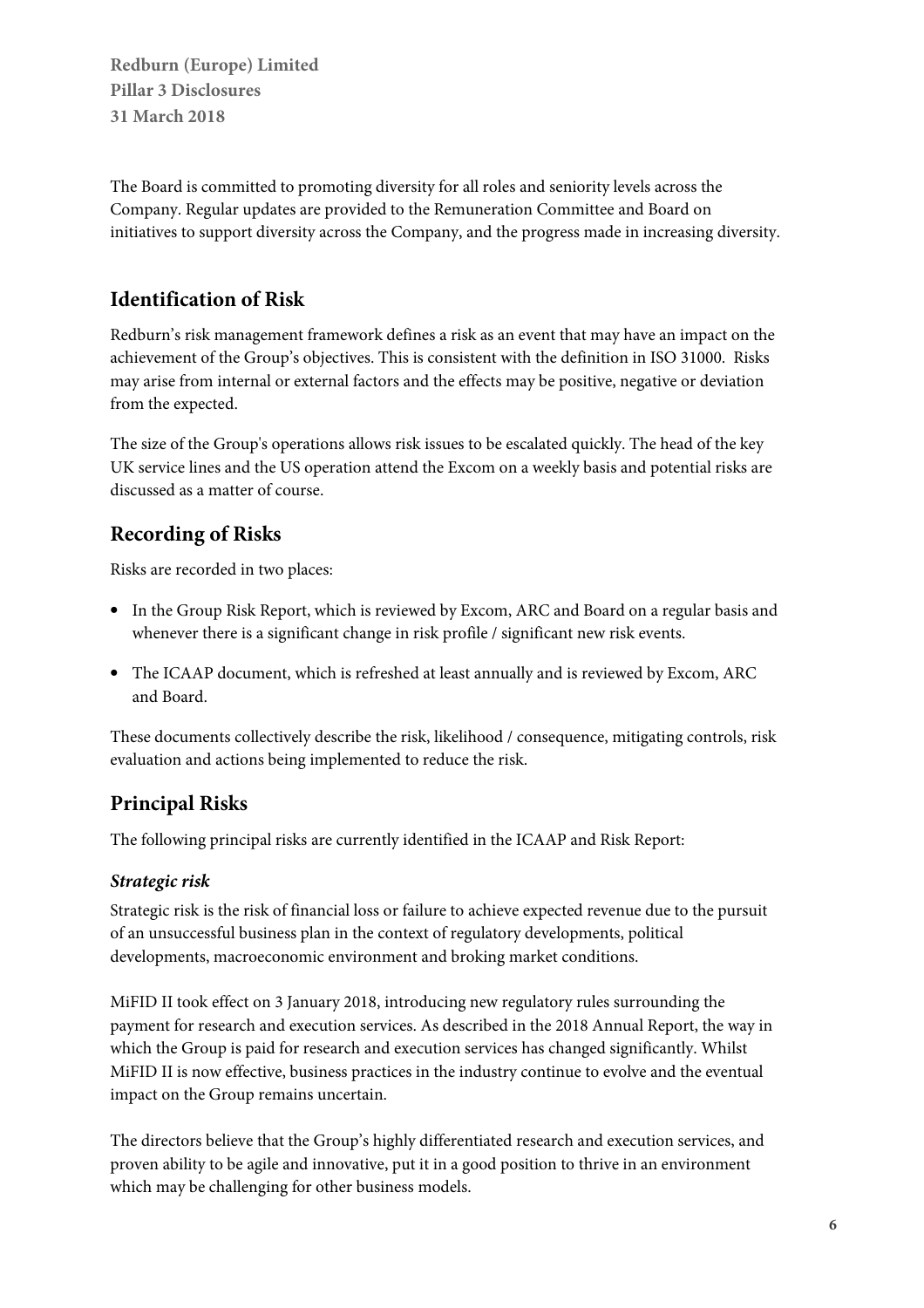The Board is committed to promoting diversity for all roles and seniority levels across the Company. Regular updates are provided to the Remuneration Committee and Board on initiatives to support diversity across the Company, and the progress made in increasing diversity.

## Identification of Risk

Redburn's risk management framework defines a risk as an event that may have an impact on the achievement of the Group's objectives. This is consistent with the definition in ISO 31000. Risks may arise from internal or external factors and the effects may be positive, negative or deviation from the expected.

The size of the Group's operations allows risk issues to be escalated quickly. The head of the key UK service lines and the US operation attend the Excom on a weekly basis and potential risks are discussed as a matter of course.

## Recording of Risks

Risks are recorded in two places:

- In the Group Risk Report, which is reviewed by Excom, ARC and Board on a regular basis and whenever there is a significant change in risk profile / significant new risk events.
- The ICAAP document, which is refreshed at least annually and is reviewed by Excom, ARC and Board.

These documents collectively describe the risk, likelihood / consequence, mitigating controls, risk evaluation and actions being implemented to reduce the risk.

## Principal Risks

The following principal risks are currently identified in the ICAAP and Risk Report:

### *Strategic risk*

Strategic risk is the risk of financial loss or failure to achieve expected revenue due to the pursuit of an unsuccessful business plan in the context of regulatory developments, political developments, macroeconomic environment and broking market conditions.

MiFID II took effect on 3 January 2018, introducing new regulatory rules surrounding the payment for research and execution services. As described in the 2018 Annual Report, the way in which the Group is paid for research and execution services has changed significantly. Whilst MiFID II is now effective, business practices in the industry continue to evolve and the eventual impact on the Group remains uncertain.

The directors believe that the Group's highly differentiated research and execution services, and proven ability to be agile and innovative, put it in a good position to thrive in an environment which may be challenging for other business models.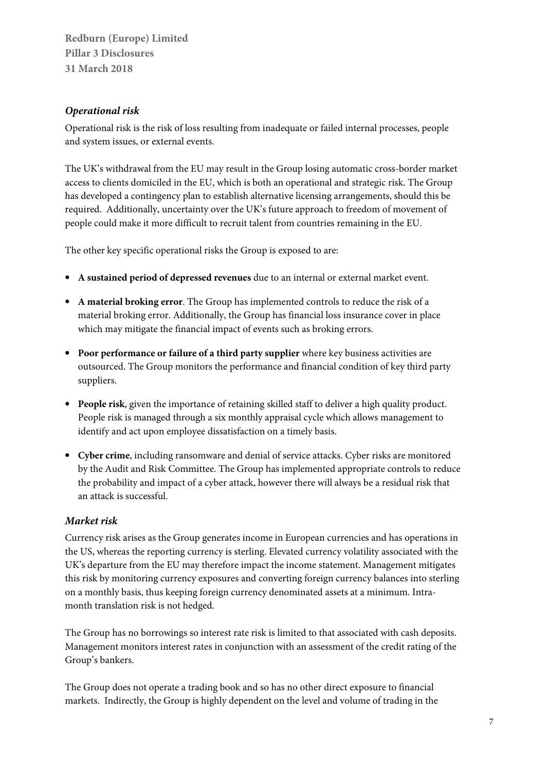### *Operational risk*

Operational risk is the risk of loss resulting from inadequate or failed internal processes, people and system issues, or external events.

The UK's withdrawal from the EU may result in the Group losing automatic cross-border market access to clients domiciled in the EU, which is both an operational and strategic risk. The Group has developed a contingency plan to establish alternative licensing arrangements, should this be required. Additionally, uncertainty over the UK's future approach to freedom of movement of people could make it more difficult to recruit talent from countries remaining in the EU.

The other key specific operational risks the Group is exposed to are:

- **A sustained period of depressed revenues** due to an internal or external market event.
- **A material broking error**. The Group has implemented controls to reduce the risk of a material broking error. Additionally, the Group has financial loss insurance cover in place which may mitigate the financial impact of events such as broking errors.
- **Poor performance or failure of a third party supplier** where key business activities are outsourced. The Group monitors the performance and financial condition of key third party suppliers.
- **People risk**, given the importance of retaining skilled staff to deliver a high quality product. People risk is managed through a six monthly appraisal cycle which allows management to identify and act upon employee dissatisfaction on a timely basis.
- **Cyber crime**, including ransomware and denial of service attacks. Cyber risks are monitored by the Audit and Risk Committee. The Group has implemented appropriate controls to reduce the probability and impact of a cyber attack, however there will always be a residual risk that an attack is successful.

### *Market risk*

Currency risk arises as the Group generates income in European currencies and has operations in the US, whereas the reporting currency is sterling. Elevated currency volatility associated with the UK's departure from the EU may therefore impact the income statement. Management mitigates this risk by monitoring currency exposures and converting foreign currency balances into sterling on a monthly basis, thus keeping foreign currency denominated assets at a minimum. Intra-month translation risk is not hedged.

The Group has no borrowings so interest rate risk is limited to that associated with cash deposits. Management monitors interest rates in conjunction with an assessment of the credit rating of the Group's bankers.

The Group does not operate a trading book and so has no other direct exposure to financial markets. Indirectly, the Group is highly dependent on the level and volume of trading in the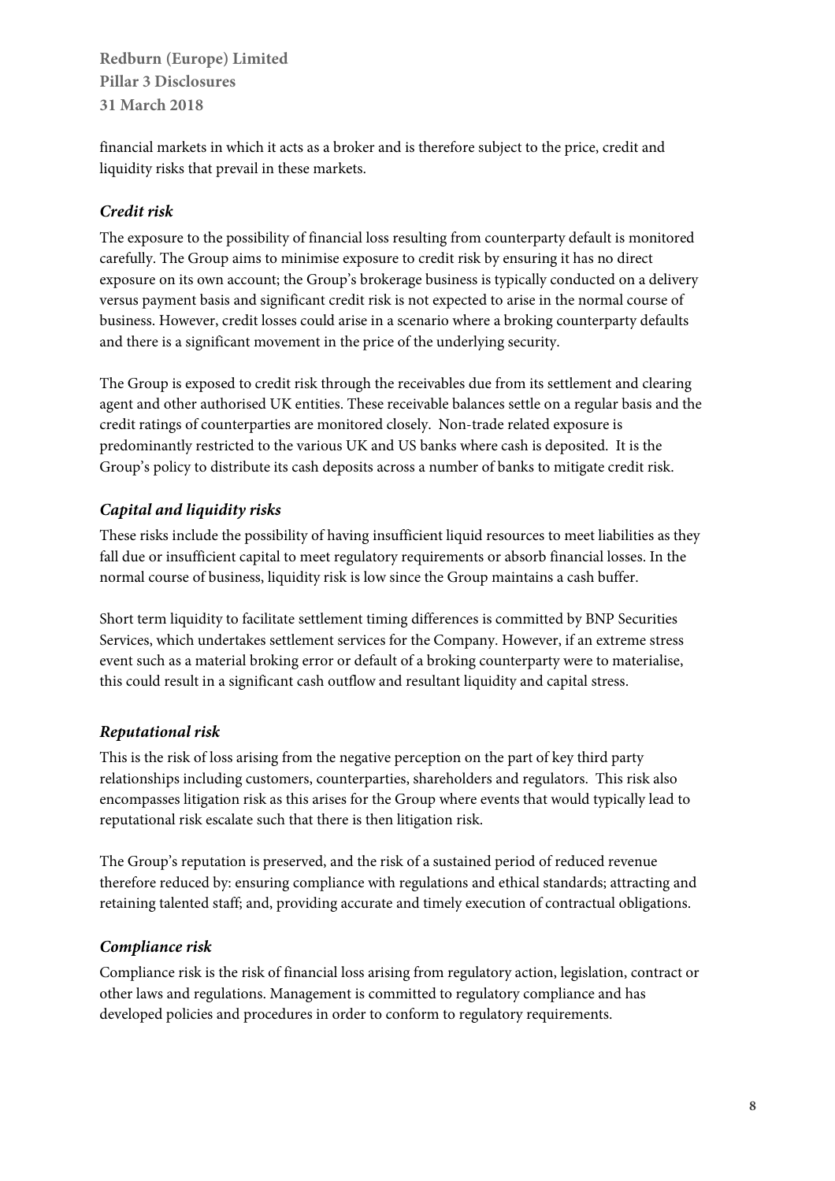financial markets in which it acts as a broker and is therefore subject to the price, credit and liquidity risks that prevail in these markets.

### *Credit risk*

The exposure to the possibility of financial loss resulting from counterparty default is monitored carefully. The Group aims to minimise exposure to credit risk by ensuring it has no direct exposure on its own account; the Group's brokerage business is typically conducted on a delivery versus payment basis and significant credit risk is not expected to arise in the normal course of business. However, credit losses could arise in a scenario where a broking counterparty defaults and there is a significant movement in the price of the underlying security.

The Group is exposed to credit risk through the receivables due from its settlement and clearing agent and other authorised UK entities. These receivable balances settle on a regular basis and the credit ratings of counterparties are monitored closely. Non-trade related exposure is predominantly restricted to the various UK and US banks where cash is deposited. It is the Group's policy to distribute its cash deposits across a number of banks to mitigate credit risk.

### *Capital and liquidity risks*

These risks include the possibility of having insufficient liquid resources to meet liabilities as they fall due or insufficient capital to meet regulatory requirements or absorb financial losses. In the normal course of business, liquidity risk is low since the Group maintains a cash buffer.

Short term liquidity to facilitate settlement timing differences is committed by BNP Securities Services, which undertakes settlement services for the Company. However, if an extreme stress event such as a material broking error or default of a broking counterparty were to materialise, this could result in a significant cash outflow and resultant liquidity and capital stress.

### *Reputational risk*

This is the risk of loss arising from the negative perception on the part of key third party relationships including customers, counterparties, shareholders and regulators. This risk also encompasses litigation risk as this arises for the Group where events that would typically lead to reputational risk escalate such that there is then litigation risk.

The Group's reputation is preserved, and the risk of a sustained period of reduced revenue therefore reduced by: ensuring compliance with regulations and ethical standards; attracting and retaining talented staff; and, providing accurate and timely execution of contractual obligations.

### *Compliance risk*

Compliance risk is the risk of financial loss arising from regulatory action, legislation, contract or other laws and regulations. Management is committed to regulatory compliance and has developed policies and procedures in order to conform to regulatory requirements.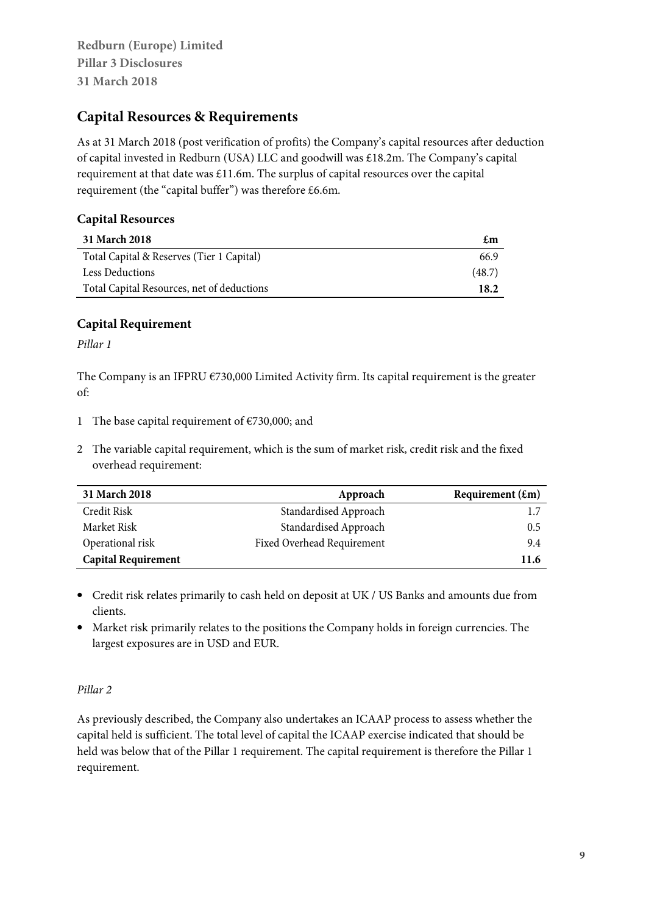## Capital Resources & Requirements

As at 31 March 2018 (post verification of profits) the Company's capital resources after deduction of capital invested in Redburn (USA) LLC and goodwill was £18.2m. The Company's capital requirement at that date was £11.6m. The surplus of capital resources over the capital requirement (the "capital buffer") was therefore £6.6m.

### Capital Resources

| 31 March 2018 | £m |
|---|---|
| Total Capital & Reserves (Tier 1 Capital) | 66.9 |
| Less Deductions | (48.7) |
| Total Capital Resources, net of deductions | **18.2** |

### Capital Requirement

*Pillar 1*

The Company is an IFPRU €730,000 Limited Activity firm. Its capital requirement is the greater of:

1. The base capital requirement of €730,000; and
2. The variable capital requirement, which is the sum of market risk, credit risk and the fixed overhead requirement:

| 31 March 2018 | Approach | Requirement (£m) |
|---|---|---|
| Credit Risk | Standardised Approach | 1.7 |
| Market Risk | Standardised Approach | 0.5 |
| Operational risk | Fixed Overhead Requirement | 9.4 |
| **Capital Requirement** | | **11.6** |

- Credit risk relates primarily to cash held on deposit at UK / US Banks and amounts due from clients.
- Market risk primarily relates to the positions the Company holds in foreign currencies. The largest exposures are in USD and EUR.

*Pillar 2*

As previously described, the Company also undertakes an ICAAP process to assess whether the capital held is sufficient. The total level of capital the ICAAP exercise indicated that should be held was below that of the Pillar 1 requirement. The capital requirement is therefore the Pillar 1 requirement.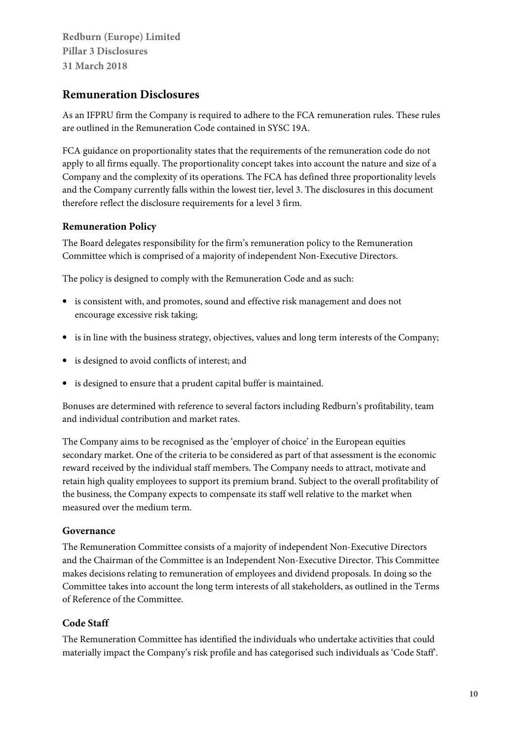## Remuneration Disclosures

As an IFPRU firm the Company is required to adhere to the FCA remuneration rules. These rules are outlined in the Remuneration Code contained in SYSC 19A.

FCA guidance on proportionality states that the requirements of the remuneration code do not apply to all firms equally. The proportionality concept takes into account the nature and size of a Company and the complexity of its operations. The FCA has defined three proportionality levels and the Company currently falls within the lowest tier, level 3. The disclosures in this document therefore reflect the disclosure requirements for a level 3 firm.

### Remuneration Policy

The Board delegates responsibility for the firm's remuneration policy to the Remuneration Committee which is comprised of a majority of independent Non-Executive Directors.

The policy is designed to comply with the Remuneration Code and as such:

- is consistent with, and promotes, sound and effective risk management and does not encourage excessive risk taking;
- is in line with the business strategy, objectives, values and long term interests of the Company;
- is designed to avoid conflicts of interest; and
- is designed to ensure that a prudent capital buffer is maintained.

Bonuses are determined with reference to several factors including Redburn's profitability, team and individual contribution and market rates.

The Company aims to be recognised as the 'employer of choice' in the European equities secondary market. One of the criteria to be considered as part of that assessment is the economic reward received by the individual staff members. The Company needs to attract, motivate and retain high quality employees to support its premium brand. Subject to the overall profitability of the business, the Company expects to compensate its staff well relative to the market when measured over the medium term.

### Governance

The Remuneration Committee consists of a majority of independent Non-Executive Directors and the Chairman of the Committee is an Independent Non-Executive Director. This Committee makes decisions relating to remuneration of employees and dividend proposals. In doing so the Committee takes into account the long term interests of all stakeholders, as outlined in the Terms of Reference of the Committee.

### Code Staff

The Remuneration Committee has identified the individuals who undertake activities that could materially impact the Company's risk profile and has categorised such individuals as 'Code Staff'.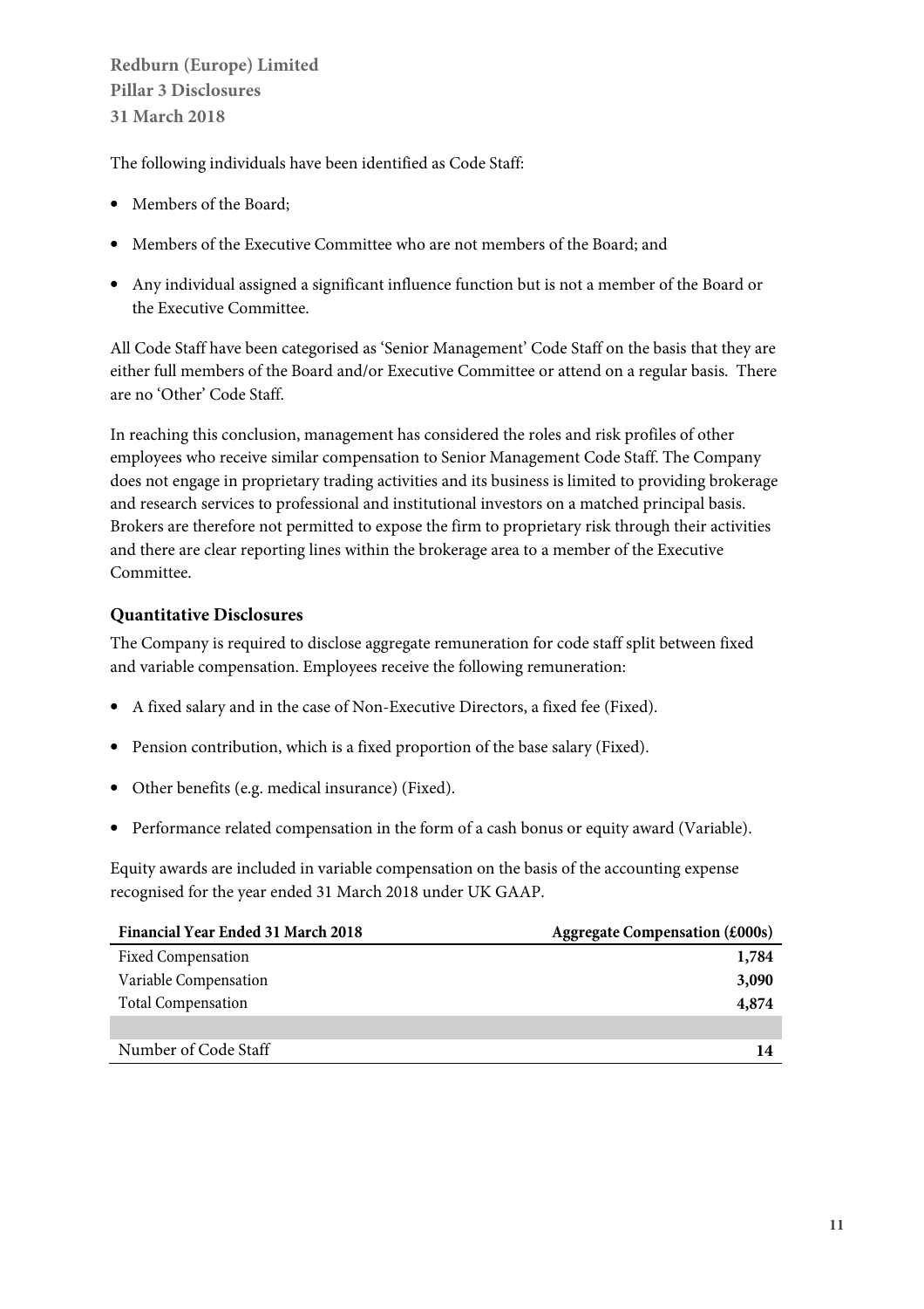The following individuals have been identified as Code Staff:

- Members of the Board;
- Members of the Executive Committee who are not members of the Board; and
- Any individual assigned a significant influence function but is not a member of the Board or the Executive Committee.

All Code Staff have been categorised as 'Senior Management' Code Staff on the basis that they are either full members of the Board and/or Executive Committee or attend on a regular basis. There are no 'Other' Code Staff.

In reaching this conclusion, management has considered the roles and risk profiles of other employees who receive similar compensation to Senior Management Code Staff. The Company does not engage in proprietary trading activities and its business is limited to providing brokerage and research services to professional and institutional investors on a matched principal basis. Brokers are therefore not permitted to expose the firm to proprietary risk through their activities and there are clear reporting lines within the brokerage area to a member of the Executive Committee.

## Quantitative Disclosures

The Company is required to disclose aggregate remuneration for code staff split between fixed and variable compensation. Employees receive the following remuneration:

- A fixed salary and in the case of Non-Executive Directors, a fixed fee (Fixed).
- Pension contribution, which is a fixed proportion of the base salary (Fixed).
- Other benefits (e.g. medical insurance) (Fixed).
- Performance related compensation in the form of a cash bonus or equity award (Variable).

Equity awards are included in variable compensation on the basis of the accounting expense recognised for the year ended 31 March 2018 under UK GAAP.

| Financial Year Ended 31 March 2018 | Aggregate Compensation (£000s) |
|---|---|
| Fixed Compensation | **1,784** |
| Variable Compensation | **3,090** |
| Total Compensation | **4,874** |
| | |
| Number of Code Staff | **14** |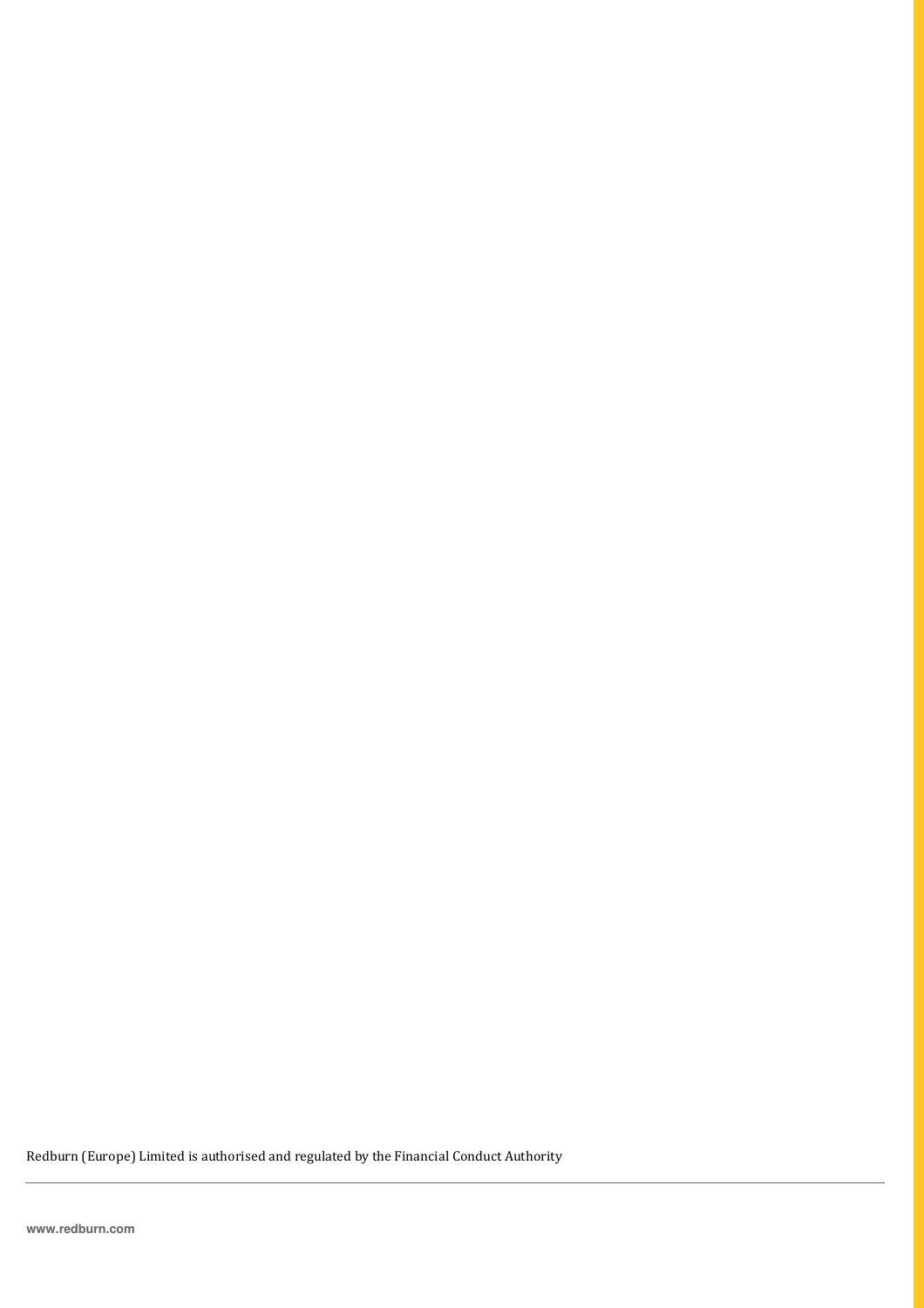Redburn (Europe) Limited is authorised and regulated by the Financial Conduct Authority

www.redburn.com